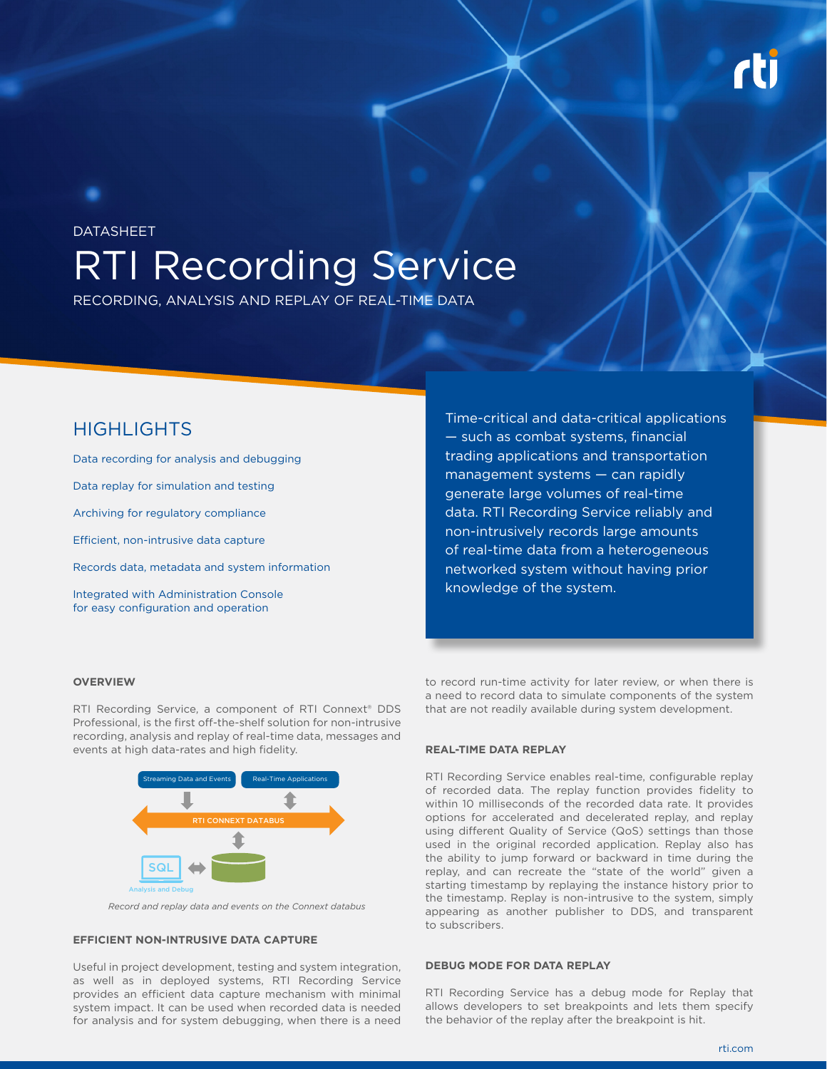DATASHEET

# RTI Recording Service

RECORDING, ANALYSIS AND REPLAY OF REAL-TIME DATA

## HIGHLIGHTS

- Data recording for analysis and debugging
- Data replay for simulation and testing
- Archiving for regulatory compliance
- Efficient, non-intrusive data capture
- Records data, metadata and system information
- Integrated with Administration Console for easy configuration and operation

Time-critical and data-critical applications — such as combat systems, financial trading applications and transportation management systems — can rapidly generate large volumes of real-time data. RTI Recording Service reliably and non-intrusively records large amounts of real-time data from a heterogeneous networked system without having prior knowledge of the system.

### OVERVIEW

RTI Recording Service, a component of RTI Connext® DDS Professional, is the first off-the-shelf solution for non-intrusive recording, analysis and replay of real-time data, messages and events at high data-rates and high fidelity.

Streaming Data and Events | Real-Time Applications | RTI CONNEXT DATABUS | SQL | Analysis and Debug

*Record and replay data and events on the Connext databus*

### EFFICIENT NON-INTRUSIVE DATA CAPTURE

Useful in project development, testing and system integration, as well as in deployed systems, RTI Recording Service provides an efficient data capture mechanism with minimal system impact. It can be used when recorded data is needed for analysis and for system debugging, when there is a need to record run-time activity for later review, or when there is a need to record data to simulate components of the system that are not readily available during system development.

### REAL-TIME DATA REPLAY

RTI Recording Service enables real-time, configurable replay of recorded data. The replay function provides fidelity to within 10 milliseconds of the recorded data rate. It provides options for accelerated and decelerated replay, and replay using different Quality of Service (QoS) settings than those used in the original recorded application. Replay also has the ability to jump forward or backward in time during the replay, and can recreate the "state of the world" given a starting timestamp by replaying the instance history prior to the timestamp. Replay is non-intrusive to the system, simply appearing as another publisher to DDS, and transparent to subscribers.

### DEBUG MODE FOR DATA REPLAY

RTI Recording Service has a debug mode for Replay that allows developers to set breakpoints and lets them specify the behavior of the replay after the breakpoint is hit.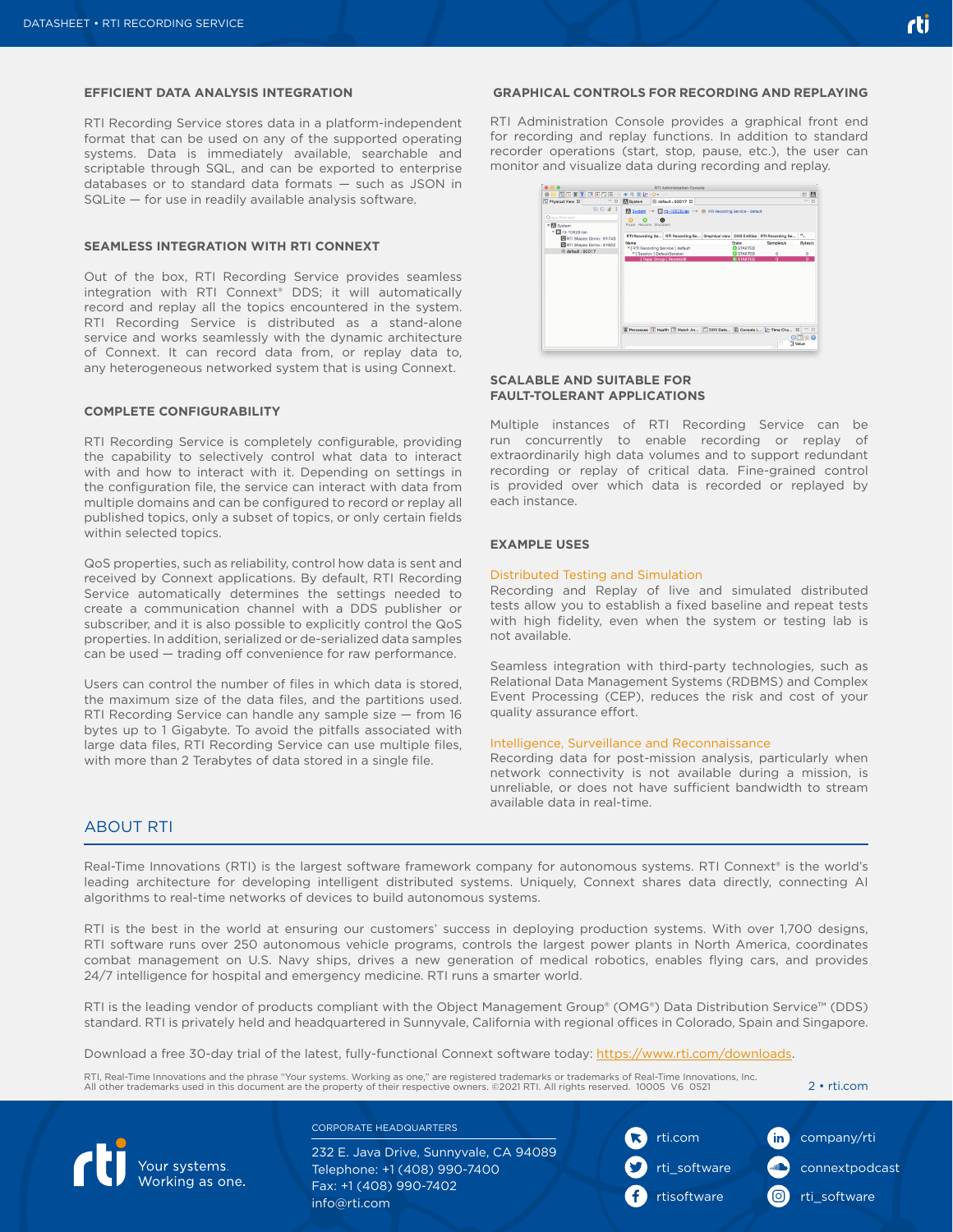### EFFICIENT DATA ANALYSIS INTEGRATION

RTI Recording Service stores data in a platform-independent format that can be used on any of the supported operating systems. Data is immediately available, searchable and scriptable through SQL, and can be exported to enterprise databases or to standard data formats — such as JSON in SQLite — for use in readily available analysis software.

### SEAMLESS INTEGRATION WITH RTI CONNEXT

Out of the box, RTI Recording Service provides seamless integration with RTI Connext® DDS; it will automatically record and replay all the topics encountered in the system. RTI Recording Service is distributed as a stand-alone service and works seamlessly with the dynamic architecture of Connext. It can record data from, or replay data to, any heterogeneous networked system that is using Connext.

### COMPLETE CONFIGURABILITY

RTI Recording Service is completely configurable, providing the capability to selectively control what data to interact with and how to interact with it. Depending on settings in the configuration file, the service can interact with data from multiple domains and can be configured to record or replay all published topics, only a subset of topics, or only certain fields within selected topics.

QoS properties, such as reliability, control how data is sent and received by Connext applications. By default, RTI Recording Service automatically determines the settings needed to create a communication channel with a DDS publisher or subscriber, and it is also possible to explicitly control the QoS properties. In addition, serialized or de-serialized data samples can be used — trading off convenience for raw performance.

Users can control the number of files in which data is stored, the maximum size of the data files, and the partitions used. RTI Recording Service can handle any sample size — from 16 bytes up to 1 Gigabyte. To avoid the pitfalls associated with large data files, RTI Recording Service can use multiple files, with more than 2 Terabytes of data stored in a single file.

### GRAPHICAL CONTROLS FOR RECORDING AND REPLAYING

RTI Administration Console provides a graphical front end for recording and replay functions. In addition to standard recorder operations (start, stop, pause, etc.), the user can monitor and visualize data during recording and replay.

### SCALABLE AND SUITABLE FOR FAULT-TOLERANT APPLICATIONS

Multiple instances of RTI Recording Service can be run concurrently to enable recording or replay of extraordinarily high data volumes and to support redundant recording or replay of critical data. Fine-grained control is provided over which data is recorded or replayed by each instance.

### EXAMPLE USES

#### Distributed Testing and Simulation

Recording and Replay of live and simulated distributed tests allow you to establish a fixed baseline and repeat tests with high fidelity, even when the system or testing lab is not available.

Seamless integration with third-party technologies, such as Relational Data Management Systems (RDBMS) and Complex Event Processing (CEP), reduces the risk and cost of your quality assurance effort.

#### Intelligence, Surveillance and Reconnaissance

Recording data for post-mission analysis, particularly when network connectivity is not available during a mission, is unreliable, or does not have sufficient bandwidth to stream available data in real-time.

## ABOUT RTI

Real-Time Innovations (RTI) is the largest software framework company for autonomous systems. RTI Connext® is the world's leading architecture for developing intelligent distributed systems. Uniquely, Connext shares data directly, connecting AI algorithms to real-time networks of devices to build autonomous systems.

RTI is the best in the world at ensuring our customers' success in deploying production systems. With over 1,700 designs, RTI software runs over 250 autonomous vehicle programs, controls the largest power plants in North America, coordinates combat management on U.S. Navy ships, drives a new generation of medical robotics, enables flying cars, and provides 24/7 intelligence for hospital and emergency medicine. RTI runs a smarter world.

RTI is the leading vendor of products compliant with the Object Management Group® (OMG®) Data Distribution Service™ (DDS) standard. RTI is privately held and headquartered in Sunnyvale, California with regional offices in Colorado, Spain and Singapore.

Download a free 30-day trial of the latest, fully-functional Connext software today: https://www.rti.com/downloads.

RTI, Real-Time Innovations and the phrase "Your systems. Working as one," are registered trademarks or trademarks of Real-Time Innovations, Inc. All other trademarks used in this document are the property of their respective owners. ©2021 RTI. All rights reserved. 10005 V6 0521

Your systems. Working as one.

CORPORATE HEADQUARTERS

232 E. Java Drive, Sunnyvale, CA 94089
Telephone: +1 (408) 990-7400
Fax: +1 (408) 990-7402
info@rti.com

rti.com
rti_software
rtisoftware
company/rti
connextpodcast
rti_software